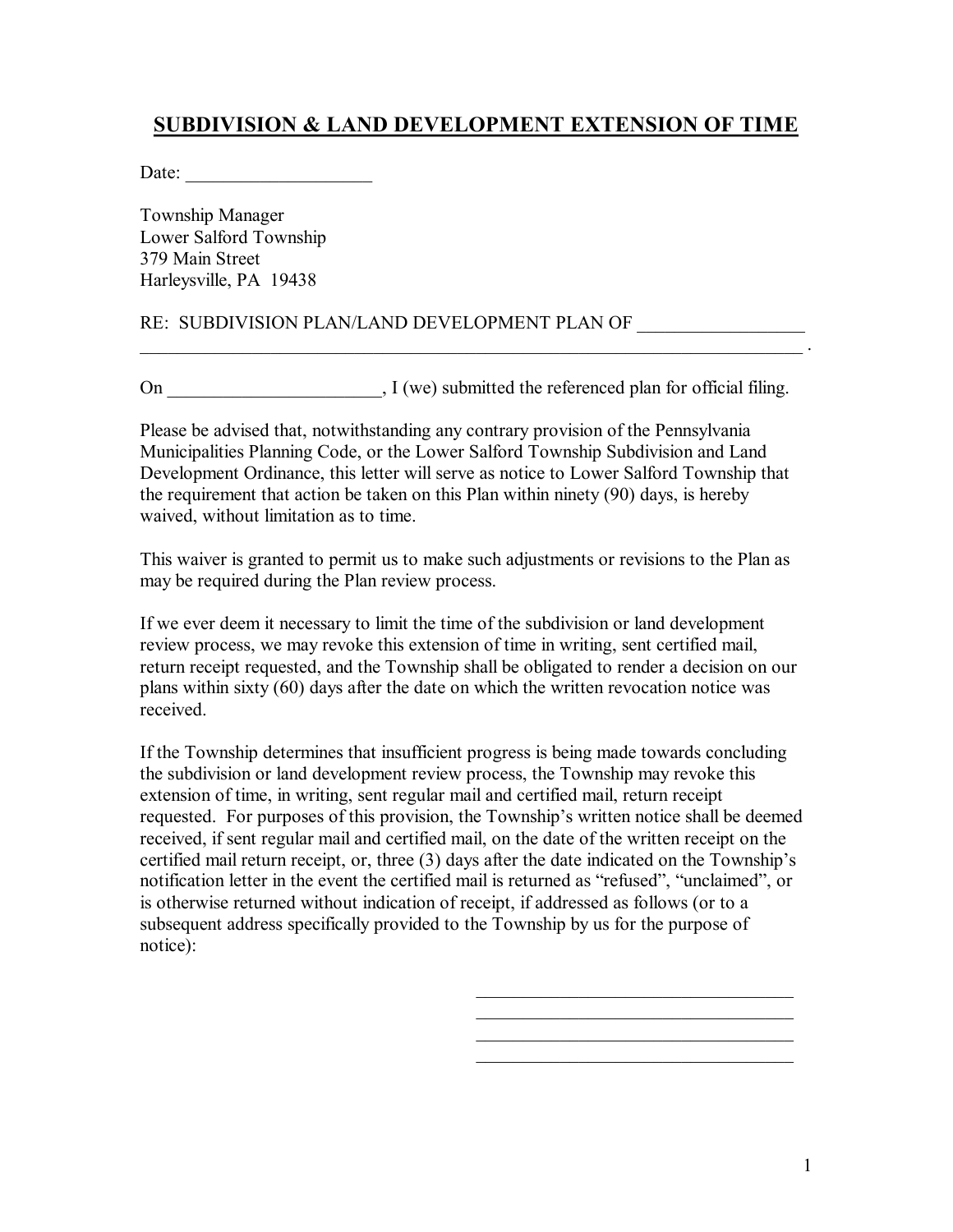# SUBDIVISION & LAND DEVELOPMENT EXTENSION OF TIME

Date: ____________________

Township Manager
Lower Salford Township
379 Main Street
Harleysville, PA 19438

RE: SUBDIVISION PLAN/LAND DEVELOPMENT PLAN OF __________________
___________________________________________________________________________ .

On _______________________, I (we) submitted the referenced plan for official filing.

Please be advised that, notwithstanding any contrary provision of the Pennsylvania Municipalities Planning Code, or the Lower Salford Township Subdivision and Land Development Ordinance, this letter will serve as notice to Lower Salford Township that the requirement that action be taken on this Plan within ninety (90) days, is hereby waived, without limitation as to time.

This waiver is granted to permit us to make such adjustments or revisions to the Plan as may be required during the Plan review process.

If we ever deem it necessary to limit the time of the subdivision or land development review process, we may revoke this extension of time in writing, sent certified mail, return receipt requested, and the Township shall be obligated to render a decision on our plans within sixty (60) days after the date on which the written revocation notice was received.

If the Township determines that insufficient progress is being made towards concluding the subdivision or land development review process, the Township may revoke this extension of time, in writing, sent regular mail and certified mail, return receipt requested. For purposes of this provision, the Township's written notice shall be deemed received, if sent regular mail and certified mail, on the date of the written receipt on the certified mail return receipt, or, three (3) days after the date indicated on the Township's notification letter in the event the certified mail is returned as "refused", "unclaimed", or is otherwise returned without indication of receipt, if addressed as follows (or to a subsequent address specifically provided to the Township by us for the purpose of notice):

___________________________________
___________________________________
___________________________________
___________________________________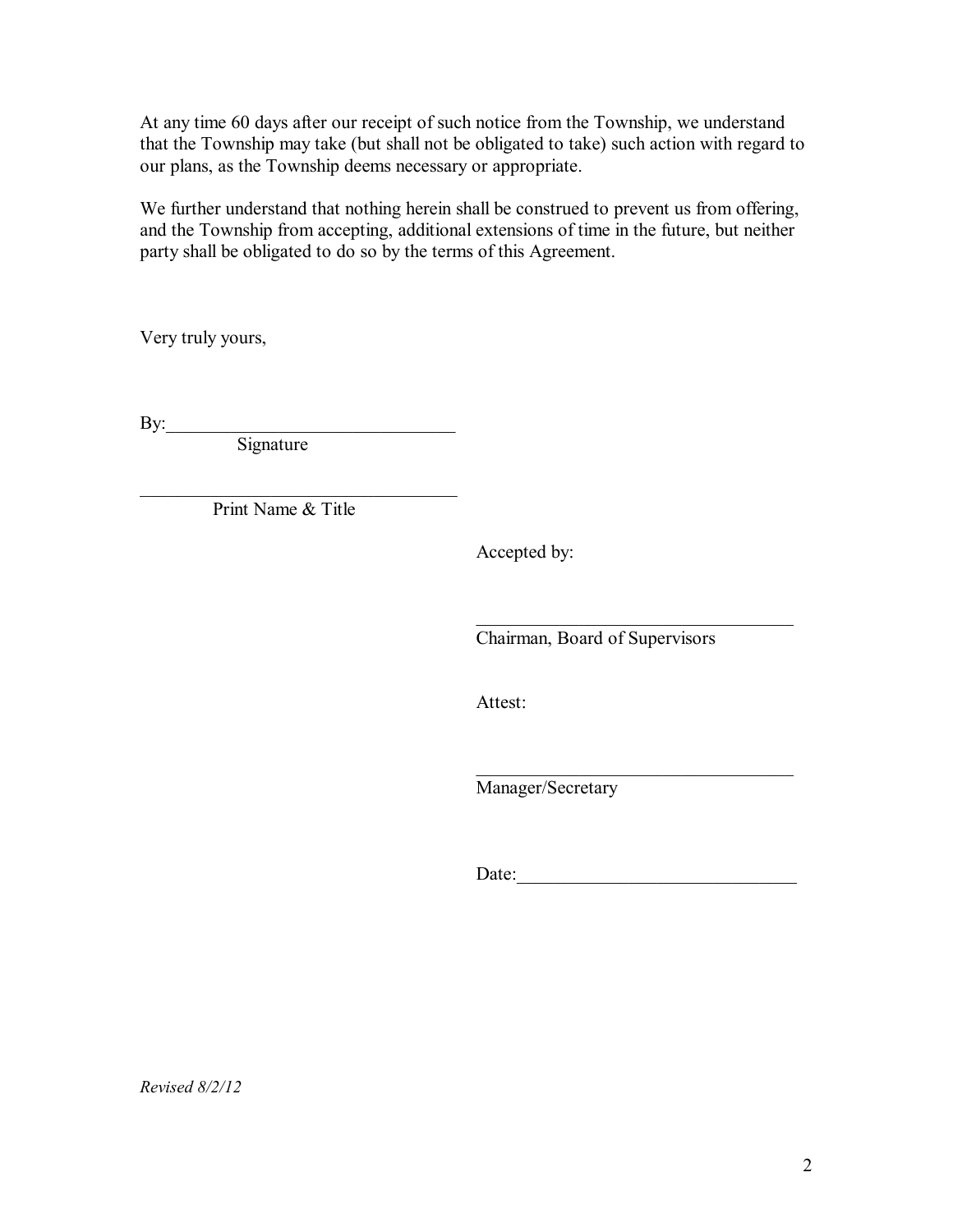At any time 60 days after our receipt of such notice from the Township, we understand that the Township may take (but shall not be obligated to take) such action with regard to our plans, as the Township deems necessary or appropriate.

We further understand that nothing herein shall be construed to prevent us from offering, and the Township from accepting, additional extensions of time in the future, but neither party shall be obligated to do so by the terms of this Agreement.

Very truly yours,

By:________________________________
Signature

________________________________
Print Name & Title

Accepted by:

________________________________
Chairman, Board of Supervisors

Attest:

________________________________
Manager/Secretary

Date:____________________________

*Revised 8/2/12*